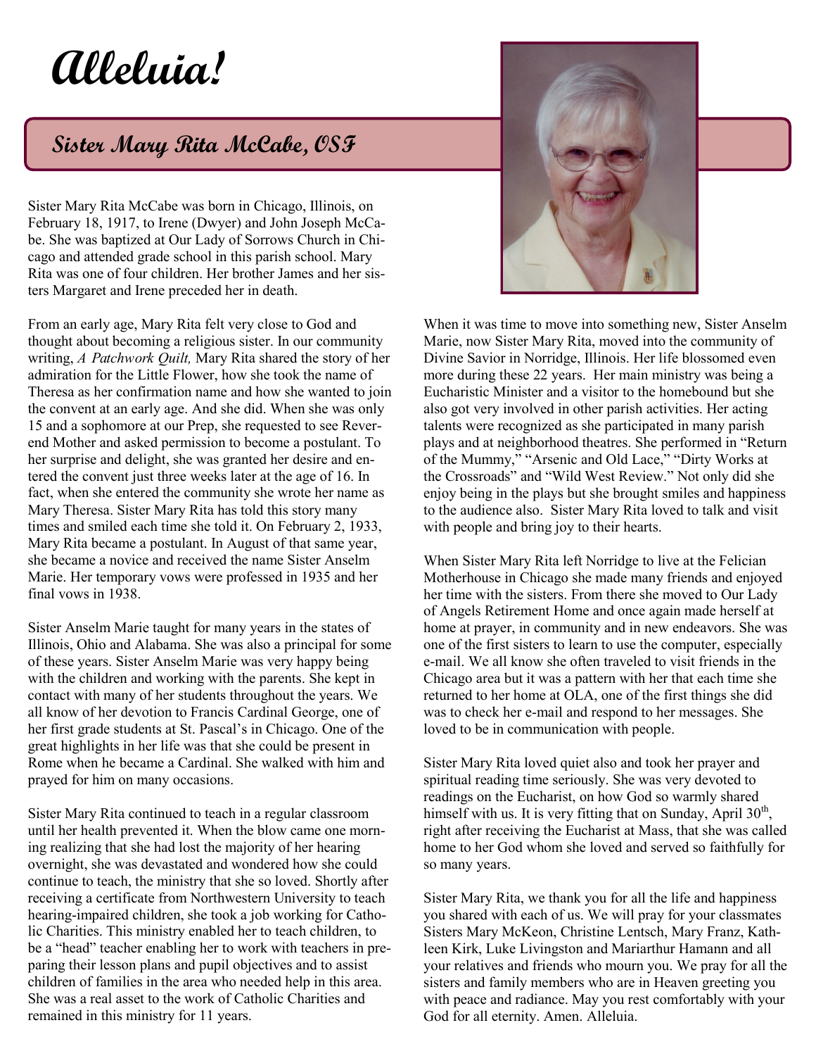# Alleluia!

## Sister Mary Rita McCabe, OSF

Sister Mary Rita McCabe was born in Chicago, Illinois, on February 18, 1917, to Irene (Dwyer) and John Joseph McCabe. She was baptized at Our Lady of Sorrows Church in Chicago and attended grade school in this parish school. Mary Rita was one of four children. Her brother James and her sisters Margaret and Irene preceded her in death.

From an early age, Mary Rita felt very close to God and thought about becoming a religious sister. In our community writing, *A Patchwork Quilt,* Mary Rita shared the story of her admiration for the Little Flower, how she took the name of Theresa as her confirmation name and how she wanted to join the convent at an early age. And she did. When she was only 15 and a sophomore at our Prep, she requested to see Reverend Mother and asked permission to become a postulant. To her surprise and delight, she was granted her desire and entered the convent just three weeks later at the age of 16. In fact, when she entered the community she wrote her name as Mary Theresa. Sister Mary Rita has told this story many times and smiled each time she told it. On February 2, 1933, Mary Rita became a postulant. In August of that same year, she became a novice and received the name Sister Anselm Marie. Her temporary vows were professed in 1935 and her final vows in 1938.

Sister Anselm Marie taught for many years in the states of Illinois, Ohio and Alabama. She was also a principal for some of these years. Sister Anselm Marie was very happy being with the children and working with the parents. She kept in contact with many of her students throughout the years. We all know of her devotion to Francis Cardinal George, one of her first grade students at St. Pascal's in Chicago. One of the great highlights in her life was that she could be present in Rome when he became a Cardinal. She walked with him and prayed for him on many occasions.

Sister Mary Rita continued to teach in a regular classroom until her health prevented it. When the blow came one morning realizing that she had lost the majority of her hearing overnight, she was devastated and wondered how she could continue to teach, the ministry that she so loved. Shortly after receiving a certificate from Northwestern University to teach hearing-impaired children, she took a job working for Catholic Charities. This ministry enabled her to teach children, to be a "head" teacher enabling her to work with teachers in preparing their lesson plans and pupil objectives and to assist children of families in the area who needed help in this area. She was a real asset to the work of Catholic Charities and remained in this ministry for 11 years.

When it was time to move into something new, Sister Anselm Marie, now Sister Mary Rita, moved into the community of Divine Savior in Norridge, Illinois. Her life blossomed even more during these 22 years. Her main ministry was being a Eucharistic Minister and a visitor to the homebound but she also got very involved in other parish activities. Her acting talents were recognized as she participated in many parish plays and at neighborhood theatres. She performed in "Return of the Mummy," "Arsenic and Old Lace," "Dirty Works at the Crossroads" and "Wild West Review." Not only did she enjoy being in the plays but she brought smiles and happiness to the audience also. Sister Mary Rita loved to talk and visit with people and bring joy to their hearts.

When Sister Mary Rita left Norridge to live at the Felician Motherhouse in Chicago she made many friends and enjoyed her time with the sisters. From there she moved to Our Lady of Angels Retirement Home and once again made herself at home at prayer, in community and in new endeavors. She was one of the first sisters to learn to use the computer, especially e-mail. We all know she often traveled to visit friends in the Chicago area but it was a pattern with her that each time she returned to her home at OLA, one of the first things she did was to check her e-mail and respond to her messages. She loved to be in communication with people.

Sister Mary Rita loved quiet also and took her prayer and spiritual reading time seriously. She was very devoted to readings on the Eucharist, on how God so warmly shared himself with us. It is very fitting that on Sunday, April 30th, right after receiving the Eucharist at Mass, that she was called home to her God whom she loved and served so faithfully for so many years.

Sister Mary Rita, we thank you for all the life and happiness you shared with each of us. We will pray for your classmates Sisters Mary McKeon, Christine Lentsch, Mary Franz, Kathleen Kirk, Luke Livingston and Mariarthur Hamann and all your relatives and friends who mourn you. We pray for all the sisters and family members who are in Heaven greeting you with peace and radiance. May you rest comfortably with your God for all eternity. Amen. Alleluia.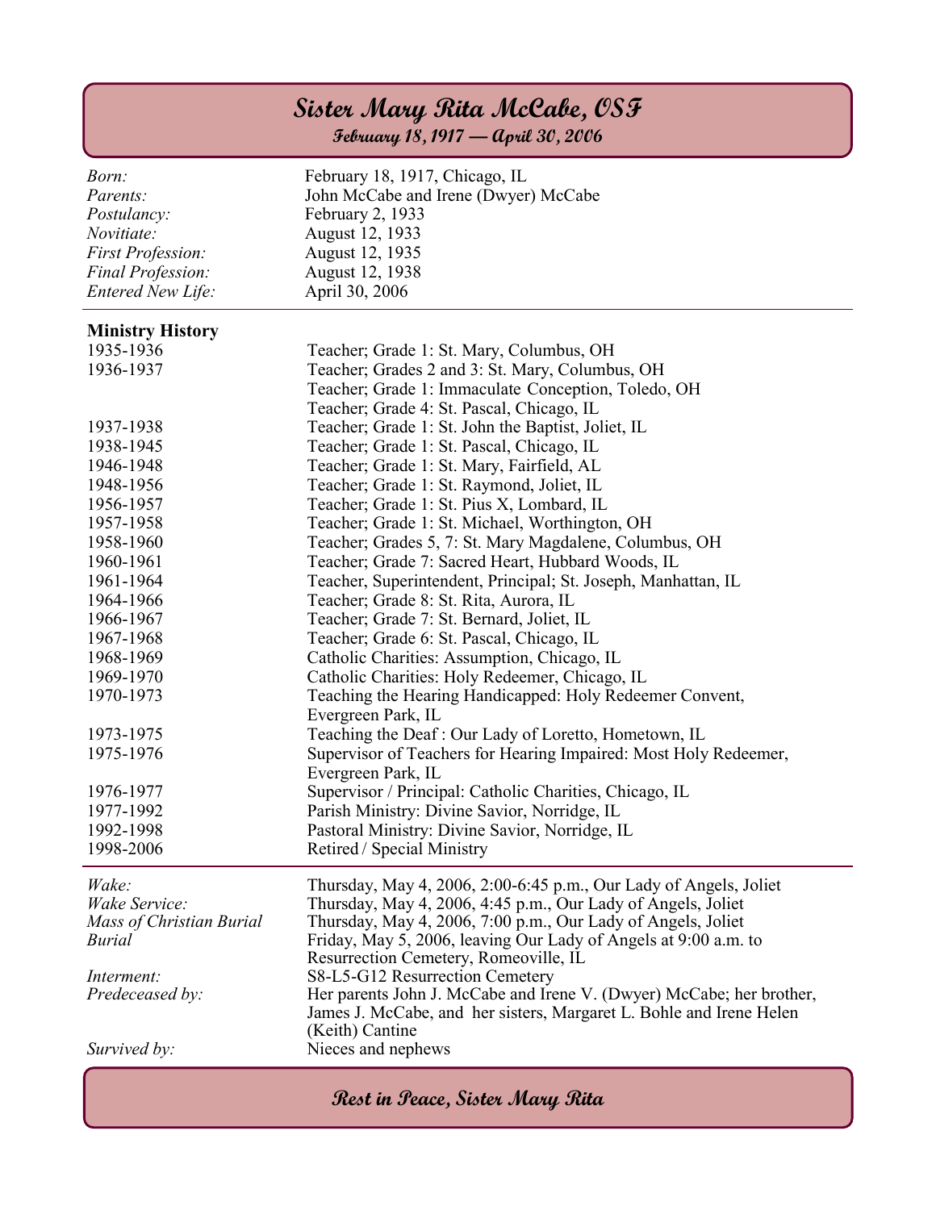# Sister Mary Rita McCabe, OSF

**February 18, 1917 — April 30, 2006**

| | |
|---|---|
| *Born:* | February 18, 1917, Chicago, IL |
| *Parents:* | John McCabe and Irene (Dwyer) McCabe |
| *Postulancy:* | February 2, 1933 |
| *Novitiate:* | August 12, 1933 |
| *First Profession:* | August 12, 1935 |
| *Final Profession:* | August 12, 1938 |
| *Entered New Life:* | April 30, 2006 |

**Ministry History**

| | |
|---|---|
| 1935-1936 | Teacher; Grade 1: St. Mary, Columbus, OH |
| 1936-1937 | Teacher; Grades 2 and 3: St. Mary, Columbus, OH |
| | Teacher; Grade 1: Immaculate Conception, Toledo, OH |
| | Teacher; Grade 4: St. Pascal, Chicago, IL |
| 1937-1938 | Teacher; Grade 1: St. John the Baptist, Joliet, IL |
| 1938-1945 | Teacher; Grade 1: St. Pascal, Chicago, IL |
| 1946-1948 | Teacher; Grade 1: St. Mary, Fairfield, AL |
| 1948-1956 | Teacher; Grade 1: St. Raymond, Joliet, IL |
| 1956-1957 | Teacher; Grade 1: St. Pius X, Lombard, IL |
| 1957-1958 | Teacher; Grade 1: St. Michael, Worthington, OH |
| 1958-1960 | Teacher; Grades 5, 7: St. Mary Magdalene, Columbus, OH |
| 1960-1961 | Teacher; Grade 7: Sacred Heart, Hubbard Woods, IL |
| 1961-1964 | Teacher, Superintendent, Principal; St. Joseph, Manhattan, IL |
| 1964-1966 | Teacher; Grade 8: St. Rita, Aurora, IL |
| 1966-1967 | Teacher; Grade 7: St. Bernard, Joliet, IL |
| 1967-1968 | Teacher; Grade 6: St. Pascal, Chicago, IL |
| 1968-1969 | Catholic Charities: Assumption, Chicago, IL |
| 1969-1970 | Catholic Charities: Holy Redeemer, Chicago, IL |
| 1970-1973 | Teaching the Hearing Handicapped: Holy Redeemer Convent, Evergreen Park, IL |
| 1973-1975 | Teaching the Deaf : Our Lady of Loretto, Hometown, IL |
| 1975-1976 | Supervisor of Teachers for Hearing Impaired: Most Holy Redeemer, Evergreen Park, IL |
| 1976-1977 | Supervisor / Principal: Catholic Charities, Chicago, IL |
| 1977-1992 | Parish Ministry: Divine Savior, Norridge, IL |
| 1992-1998 | Pastoral Ministry: Divine Savior, Norridge, IL |
| 1998-2006 | Retired / Special Ministry |

| | |
|---|---|
| *Wake:* | Thursday, May 4, 2006, 2:00-6:45 p.m., Our Lady of Angels, Joliet |
| *Wake Service:* | Thursday, May 4, 2006, 4:45 p.m., Our Lady of Angels, Joliet |
| *Mass of Christian Burial* | Thursday, May 4, 2006, 7:00 p.m., Our Lady of Angels, Joliet |
| *Burial* | Friday, May 5, 2006, leaving Our Lady of Angels at 9:00 a.m. to Resurrection Cemetery, Romeoville, IL |
| *Interment:* | S8-L5-G12 Resurrection Cemetery |
| *Predeceased by:* | Her parents John J. McCabe and Irene V. (Dwyer) McCabe; her brother, James J. McCabe, and her sisters, Margaret L. Bohle and Irene Helen (Keith) Cantine |
| *Survived by:* | Nieces and nephews |

**Rest in Peace, Sister Mary Rita**